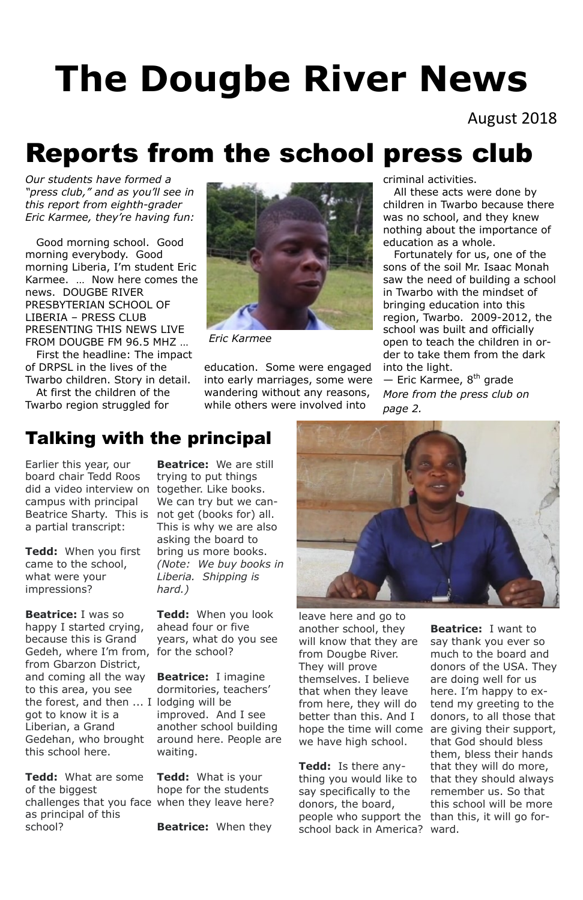# The Dougbe River News

August 2018

## Reports from the school press club

*Our students have formed a "press club," and as you'll see in this report from eighth-grader Eric Karmee, they're having fun:*

Good morning school. Good morning everybody. Good morning Liberia, I'm student Eric Karmee. … Now here comes the news. DOUGBE RIVER PRESBYTERIAN SCHOOL OF LIBERIA – PRESS CLUB PRESENTING THIS NEWS LIVE FROM DOUGBE FM 96.5 MHZ …

First the headline: The impact of DRPSL in the lives of the Twarbo children. Story in detail.

At first the children of the Twarbo region struggled for education. Some were engaged into early marriages, some were wandering without any reasons, while others were involved into criminal activities.

*Eric Karmee*

All these acts were done by children in Twarbo because there was no school, and they knew nothing about the importance of education as a whole.

Fortunately for us, one of the sons of the soil Mr. Isaac Monah saw the need of building a school in Twarbo with the mindset of bringing education into this region, Twarbo. 2009-2012, the school was built and officially open to teach the children in order to take them from the dark into the light.

— Eric Karmee, 8th grade

*More from the press club on page 2.*

## Talking with the principal

Earlier this year, our board chair Tedd Roos did a video interview on campus with principal Beatrice Sharty. This is a partial transcript:

**Tedd:** When you first came to the school, what were your impressions?

**Beatrice:** I was so happy I started crying, because this is Grand Gedeh, where I'm from, from Gbarzon District, and coming all the way to this area, you see the forest, and then ... I got to know it is a Liberian, a Grand Gedehan, who brought this school here.

**Tedd:** What are some of the biggest challenges that you face as principal of this school?

**Beatrice:** We are still trying to put things together. Like books. We can try but we cannot get (books for) all. This is why we are also asking the board to bring us more books. *(Note: We buy books in Liberia. Shipping is hard.)*

**Tedd:** When you look ahead four or five years, what do you see for the school?

**Beatrice:** I imagine dormitories, teachers' lodging will be improved. And I see another school building around here. People are waiting.

**Tedd:** What is your hope for the students when they leave here?

**Beatrice:** When they leave here and go to another school, they will know that they are from Dougbe River. They will prove themselves. I believe that when they leave from here, they will do better than this. And I hope the time will come we have high school.

**Tedd:** Is there anything you would like to say specifically to the donors, the board, people who support the school back in America?

**Beatrice:** I want to say thank you ever so much to the board and donors of the USA. They are doing well for us here. I'm happy to extend my greeting to the donors, to all those that are giving their support, that God should bless them, bless their hands that they will do more, that they should always remember us. So that this school will be more than this, it will go forward.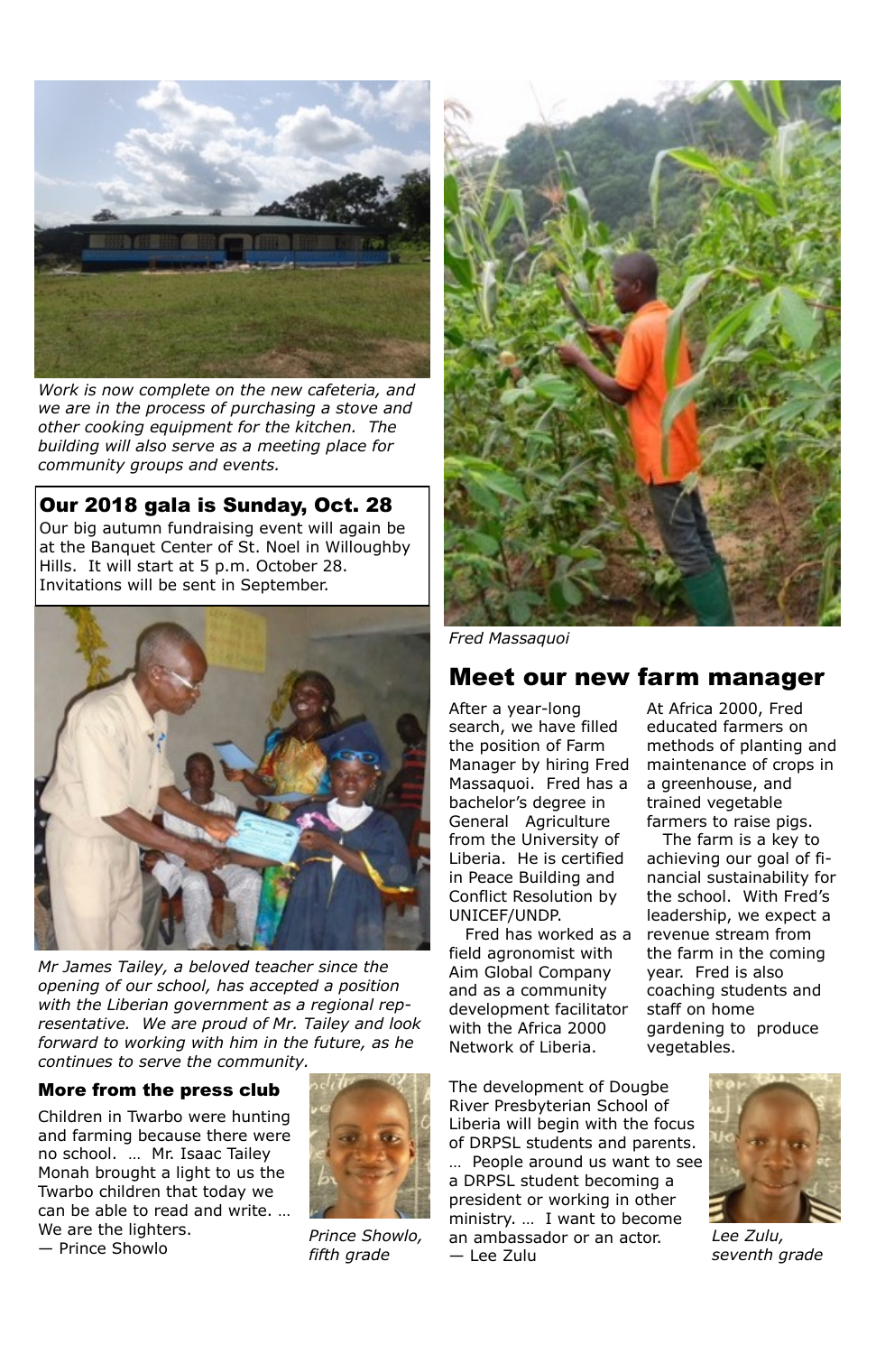*Work is now complete on the new cafeteria, and we are in the process of purchasing a stove and other cooking equipment for the kitchen. The building will also serve as a meeting place for community groups and events.*

## Our 2018 gala is Sunday, Oct. 28

Our big autumn fundraising event will again be at the Banquet Center of St. Noel in Willoughby Hills. It will start at 5 p.m. October 28. Invitations will be sent in September.

*Mr James Tailey, a beloved teacher since the opening of our school, has accepted a position with the Liberian government as a regional representative. We are proud of Mr. Tailey and look forward to working with him in the future, as he continues to serve the community.*

*Fred Massaquoi*

## Meet our new farm manager

After a year-long search, we have filled the position of Farm Manager by hiring Fred Massaquoi. Fred has a bachelor's degree in General Agriculture from the University of Liberia. He is certified in Peace Building and Conflict Resolution by UNICEF/UNDP.

Fred has worked as a field agronomist with Aim Global Company and as a community development facilitator with the Africa 2000 Network of Liberia.

At Africa 2000, Fred educated farmers on methods of planting and maintenance of crops in a greenhouse, and trained vegetable farmers to raise pigs.

The farm is a key to achieving our goal of financial sustainability for the school. With Fred's leadership, we expect a revenue stream from the farm in the coming year. Fred is also coaching students and staff on home gardening to produce vegetables.

### More from the press club

Children in Twarbo were hunting and farming because there were no school. … Mr. Isaac Tailey Monah brought a light to us the Twarbo children that today we can be able to read and write. … We are the lighters.
— Prince Showlo

*Prince Showlo, fifth grade*

The development of Dougbe River Presbyterian School of Liberia will begin with the focus of DRPSL students and parents. … People around us want to see a DRPSL student becoming a president or working in other ministry. … I want to become an ambassador or an actor.
— Lee Zulu

*Lee Zulu, seventh grade*